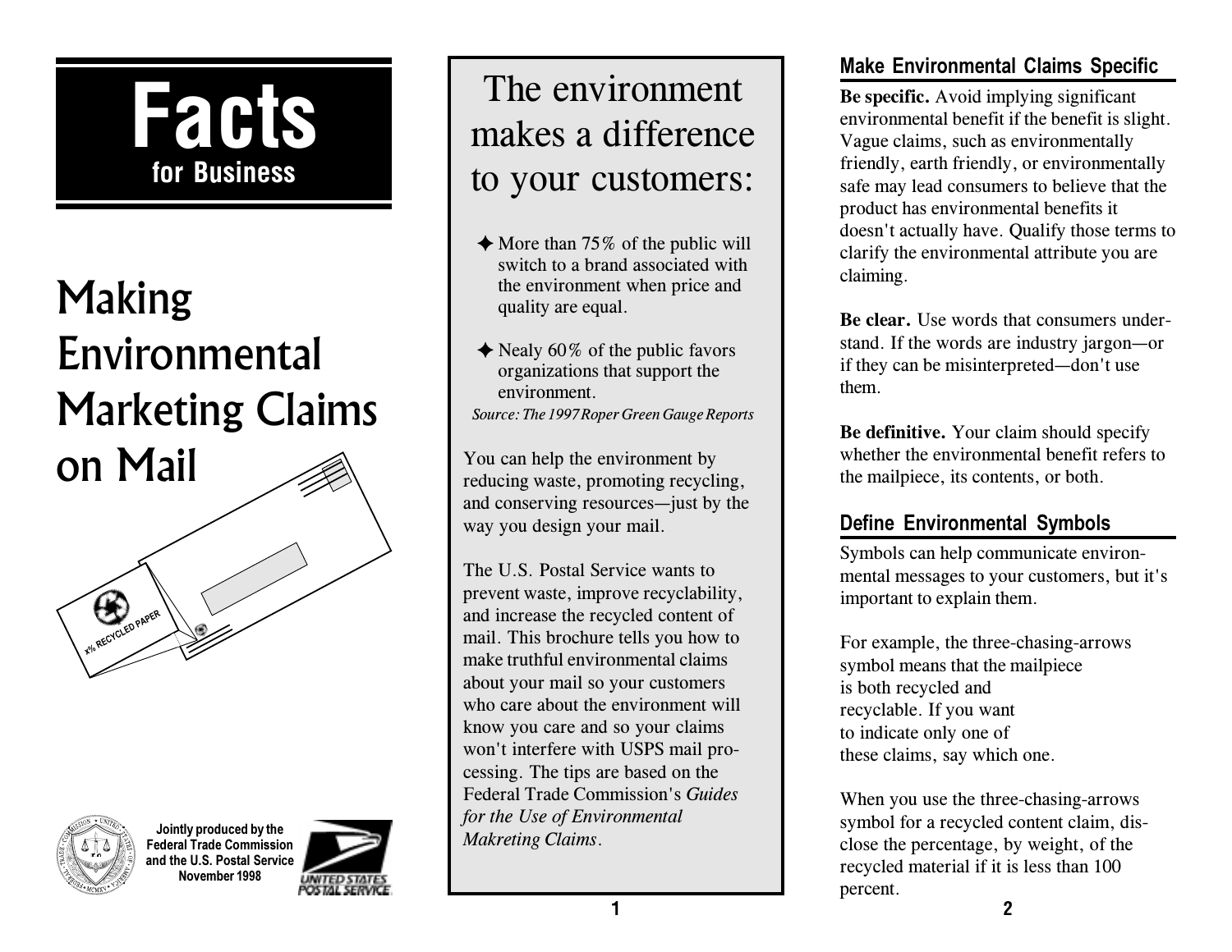# Facts

**for Business**

# Making Environmental Marketing Claims on Mail

x% RECYCLED PAPER

Jointly produced by the Federal Trade Commission and the U.S. Postal Service
November 1998

## The environment makes a difference to your customers:

- ✦ More than 75% of the public will switch to a brand associated with the environment when price and quality are equal.
- ✦ Nealy 60% of the public favors organizations that support the environment.

*Source: The 1997 Roper Green Gauge Reports*

You can help the environment by reducing waste, promoting recycling, and conserving resources—just by the way you design your mail.

The U.S. Postal Service wants to prevent waste, improve recyclability, and increase the recycled content of mail. This brochure tells you how to make truthful environmental claims about your mail so your customers who care about the environment will know you care and so your claims won't interfere with USPS mail processing. The tips are based on the Federal Trade Commission's *Guides for the Use of Environmental Makreting Claims*.

## Make Environmental Claims Specific

**Be specific.** Avoid implying significant environmental benefit if the benefit is slight. Vague claims, such as environmentally friendly, earth friendly, or environmentally safe may lead consumers to believe that the product has environmental benefits it doesn't actually have. Qualify those terms to clarify the environmental attribute you are claiming.

**Be clear.** Use words that consumers understand. If the words are industry jargon—or if they can be misinterpreted—don't use them.

**Be definitive.** Your claim should specify whether the environmental benefit refers to the mailpiece, its contents, or both.

## Define Environmental Symbols

Symbols can help communicate environmental messages to your customers, but it's important to explain them.

For example, the three-chasing-arrows symbol means that the mailpiece is both recycled and recyclable. If you want to indicate only one of these claims, say which one.

When you use the three-chasing-arrows symbol for a recycled content claim, disclose the percentage, by weight, of the recycled material if it is less than 100 percent.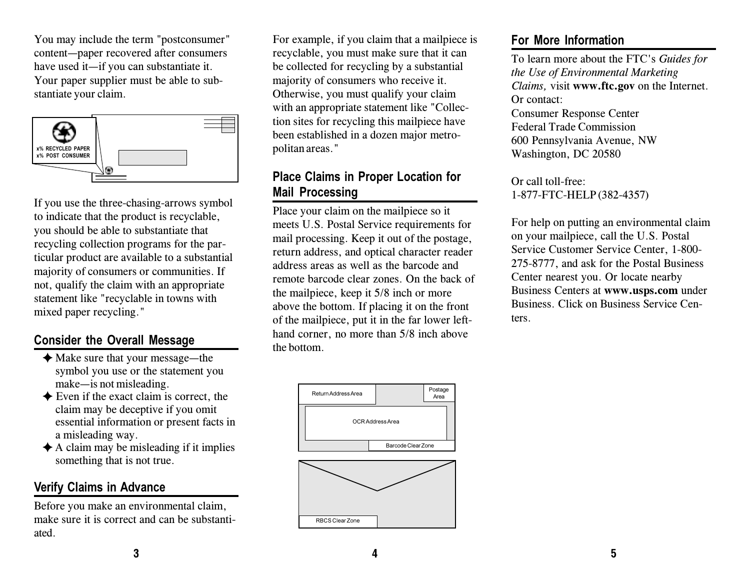You may include the term "postconsumer" content—paper recovered after consumers have used it—if you can substantiate it. Your paper supplier must be able to substantiate your claim.

x% RECYCLED PAPER
x% POST CONSUMER

If you use the three-chasing-arrows symbol to indicate that the product is recyclable, you should be able to substantiate that recycling collection programs for the particular product are available to a substantial majority of consumers or communities. If not, qualify the claim with an appropriate statement like "recyclable in towns with mixed paper recycling."

## Consider the Overall Message

- ✦ Make sure that your message—the symbol you use or the statement you make—is not misleading.
- ✦ Even if the exact claim is correct, the claim may be deceptive if you omit essential information or present facts in a misleading way.
- ✦ A claim may be misleading if it implies something that is not true.

## Verify Claims in Advance

Before you make an environmental claim, make sure it is correct and can be substantiated.

For example, if you claim that a mailpiece is recyclable, you must make sure that it can be collected for recycling by a substantial majority of consumers who receive it. Otherwise, you must qualify your claim with an appropriate statement like "Collection sites for recycling this mailpiece have been established in a dozen major metropolitan areas."

## Place Claims in Proper Location for Mail Processing

Place your claim on the mailpiece so it meets U.S. Postal Service requirements for mail processing. Keep it out of the postage, return address, and optical character reader address areas as well as the barcode and remote barcode clear zones. On the back of the mailpiece, keep it 5/8 inch or more above the bottom. If placing it on the front of the mailpiece, put it in the far lower left-hand corner, no more than 5/8 inch above the bottom.

Return Address Area

Postage Area

OCR Address Area

Barcode Clear Zone

RBCS Clear Zone

## For More Information

To learn more about the FTC's *Guides for the Use of Environmental Marketing Claims,* visit **www.ftc.gov** on the Internet. Or contact:
Consumer Response Center
Federal Trade Commission
600 Pennsylvania Avenue, NW
Washington, DC 20580

Or call toll-free:
1-877-FTC-HELP (382-4357)

For help on putting an environmental claim on your mailpiece, call the U.S. Postal Service Customer Service Center, 1-800-275-8777, and ask for the Postal Business Center nearest you. Or locate nearby Business Centers at **www.usps.com** under Business. Click on Business Service Centers.